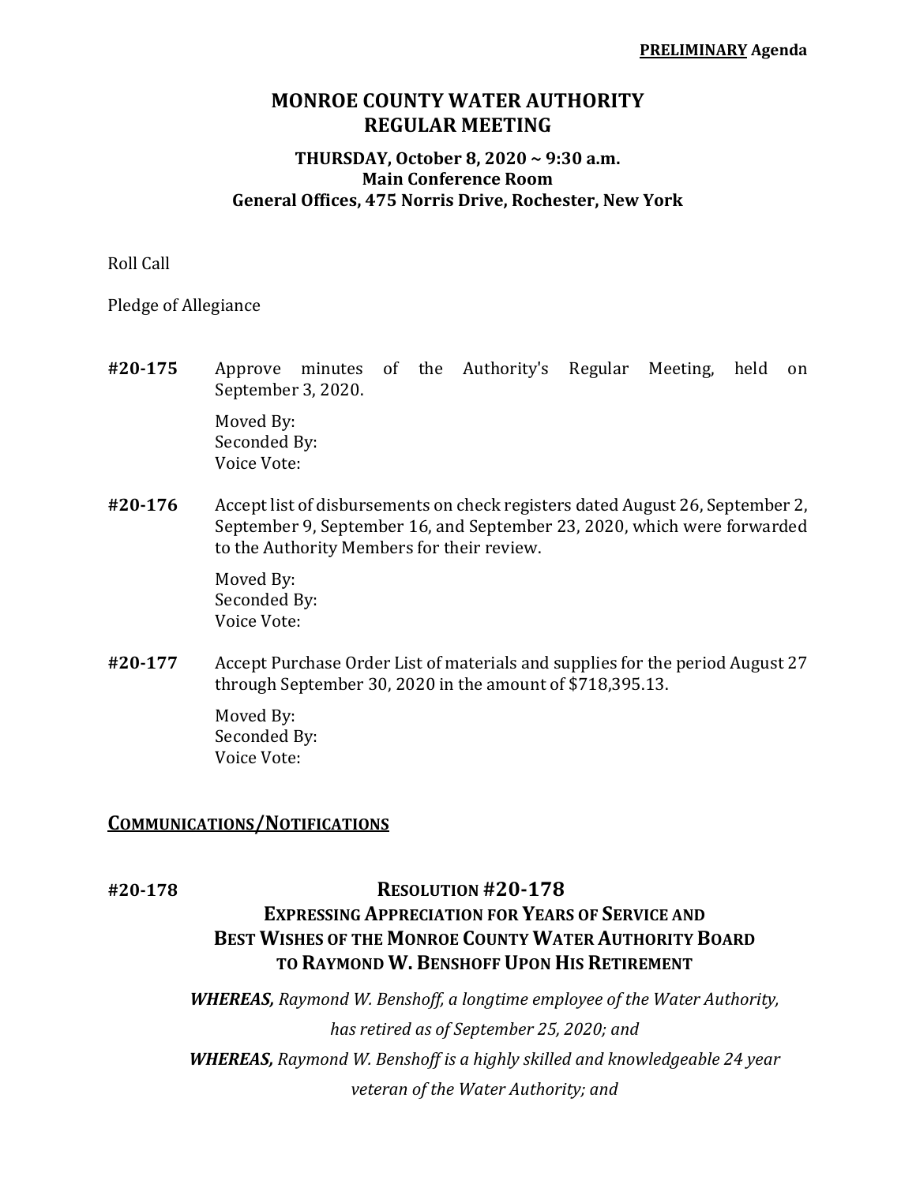**PRELIMINARY Agenda**

# MONROE COUNTY WATER AUTHORITY
# REGULAR MEETING

### THURSDAY, October 8, 2020 ~ 9:30 a.m.
### Main Conference Room
### General Offices, 475 Norris Drive, Rochester, New York

Roll Call

Pledge of Allegiance

**#20-175** Approve minutes of the Authority's Regular Meeting, held on September 3, 2020.

Moved By:
Seconded By:
Voice Vote:

**#20-176** Accept list of disbursements on check registers dated August 26, September 2, September 9, September 16, and September 23, 2020, which were forwarded to the Authority Members for their review.

Moved By:
Seconded By:
Voice Vote:

**#20-177** Accept Purchase Order List of materials and supplies for the period August 27 through September 30, 2020 in the amount of $718,395.13.

Moved By:
Seconded By:
Voice Vote:

## COMMUNICATIONS/NOTIFICATIONS

**#20-178**

### RESOLUTION #20-178
### EXPRESSING APPRECIATION FOR YEARS OF SERVICE AND BEST WISHES OF THE MONROE COUNTY WATER AUTHORITY BOARD TO RAYMOND W. BENSHOFF UPON HIS RETIREMENT

***WHEREAS,*** *Raymond W. Benshoff, a longtime employee of the Water Authority, has retired as of September 25, 2020; and*

***WHEREAS,*** *Raymond W. Benshoff is a highly skilled and knowledgeable 24 year veteran of the Water Authority; and*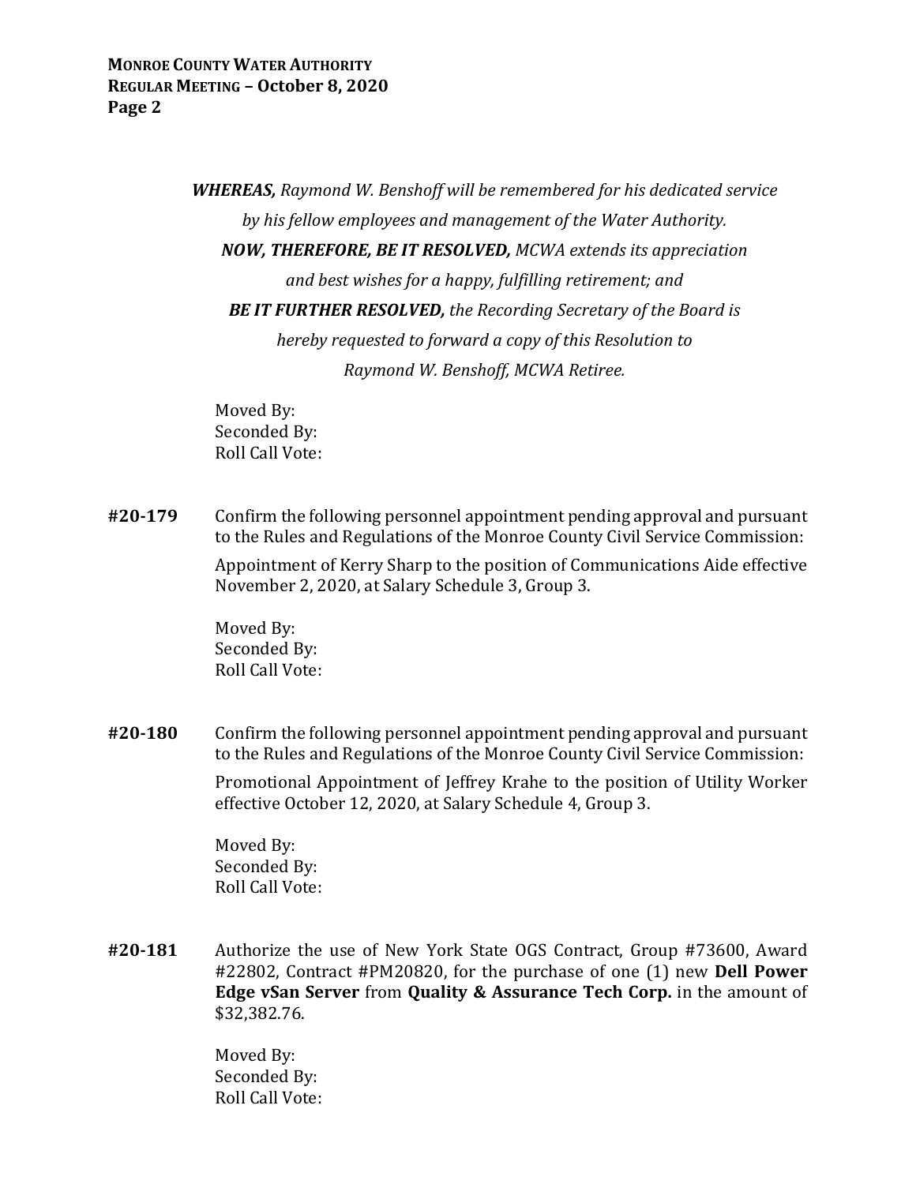***WHEREAS,*** *Raymond W. Benshoff will be remembered for his dedicated service by his fellow employees and management of the Water Authority.*

***NOW, THEREFORE, BE IT RESOLVED,*** *MCWA extends its appreciation and best wishes for a happy, fulfilling retirement; and*

***BE IT FURTHER RESOLVED,*** *the Recording Secretary of the Board is hereby requested to forward a copy of this Resolution to Raymond W. Benshoff, MCWA Retiree.*

Moved By:
Seconded By:
Roll Call Vote:

**#20-179** Confirm the following personnel appointment pending approval and pursuant to the Rules and Regulations of the Monroe County Civil Service Commission:

Appointment of Kerry Sharp to the position of Communications Aide effective November 2, 2020, at Salary Schedule 3, Group 3.

Moved By:
Seconded By:
Roll Call Vote:

**#20-180** Confirm the following personnel appointment pending approval and pursuant to the Rules and Regulations of the Monroe County Civil Service Commission:

Promotional Appointment of Jeffrey Krahe to the position of Utility Worker effective October 12, 2020, at Salary Schedule 4, Group 3.

Moved By:
Seconded By:
Roll Call Vote:

**#20-181** Authorize the use of New York State OGS Contract, Group #73600, Award #22802, Contract #PM20820, for the purchase of one (1) new **Dell Power Edge vSan Server** from **Quality & Assurance Tech Corp.** in the amount of $32,382.76.

Moved By:
Seconded By:
Roll Call Vote: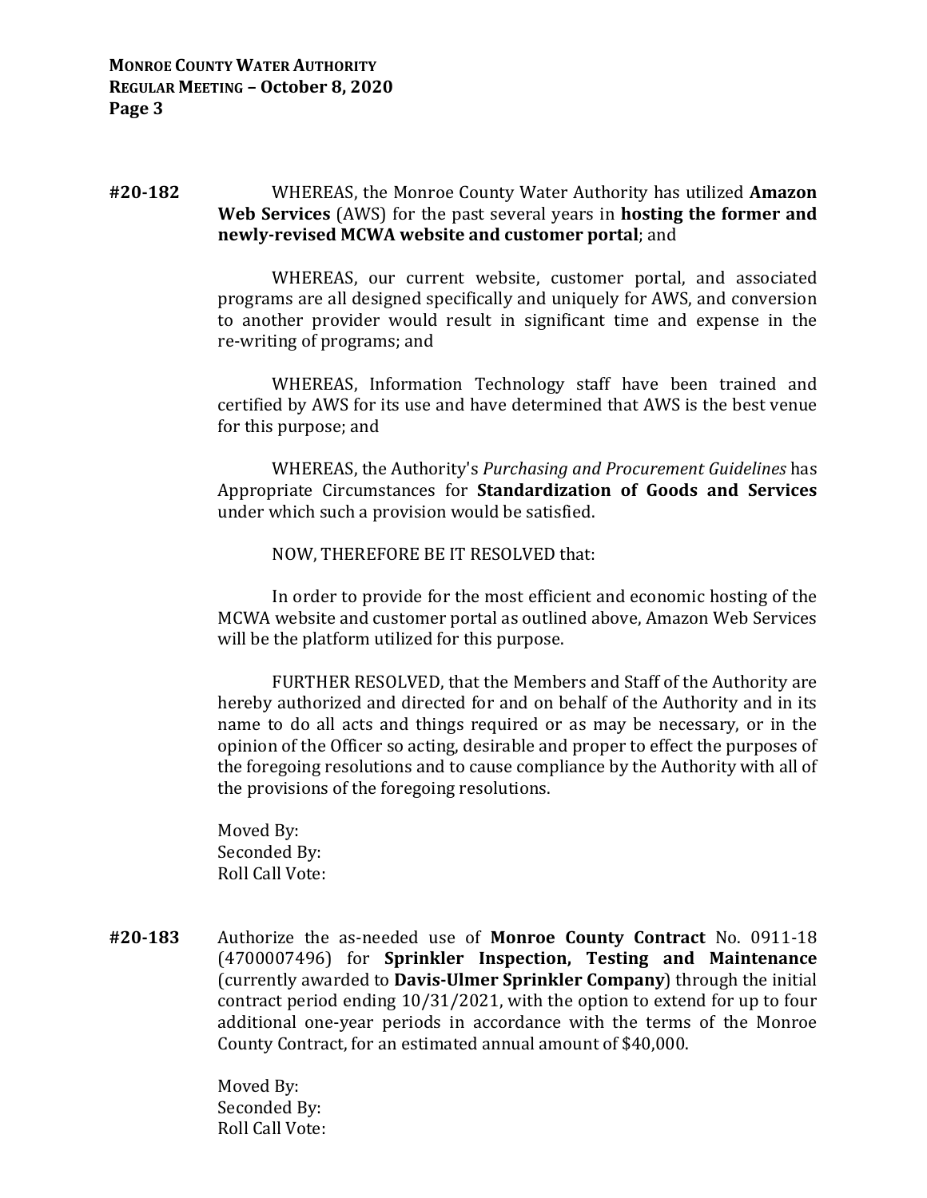**#20-182** WHEREAS, the Monroe County Water Authority has utilized **Amazon Web Services** (AWS) for the past several years in **hosting the former and newly-revised MCWA website and customer portal**; and

WHEREAS, our current website, customer portal, and associated programs are all designed specifically and uniquely for AWS, and conversion to another provider would result in significant time and expense in the re-writing of programs; and

WHEREAS, Information Technology staff have been trained and certified by AWS for its use and have determined that AWS is the best venue for this purpose; and

WHEREAS, the Authority's *Purchasing and Procurement Guidelines* has Appropriate Circumstances for **Standardization of Goods and Services** under which such a provision would be satisfied.

NOW, THEREFORE BE IT RESOLVED that:

In order to provide for the most efficient and economic hosting of the MCWA website and customer portal as outlined above, Amazon Web Services will be the platform utilized for this purpose.

FURTHER RESOLVED, that the Members and Staff of the Authority are hereby authorized and directed for and on behalf of the Authority and in its name to do all acts and things required or as may be necessary, or in the opinion of the Officer so acting, desirable and proper to effect the purposes of the foregoing resolutions and to cause compliance by the Authority with all of the provisions of the foregoing resolutions.

Moved By:
Seconded By:
Roll Call Vote:

**#20-183** Authorize the as-needed use of **Monroe County Contract** No. 0911-18 (4700007496) for **Sprinkler Inspection, Testing and Maintenance** (currently awarded to **Davis-Ulmer Sprinkler Company**) through the initial contract period ending 10/31/2021, with the option to extend for up to four additional one-year periods in accordance with the terms of the Monroe County Contract, for an estimated annual amount of $40,000.

Moved By:
Seconded By:
Roll Call Vote: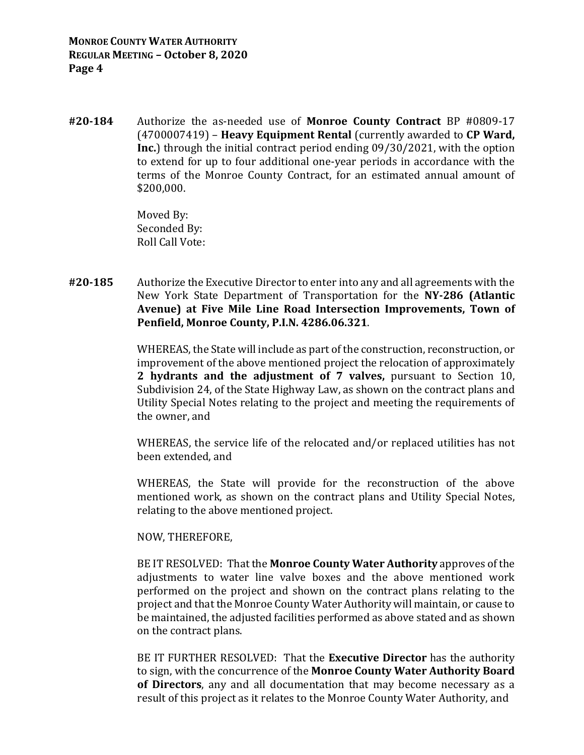**#20-184** Authorize the as-needed use of **Monroe County Contract** BP #0809-17 (4700007419) – **Heavy Equipment Rental** (currently awarded to **CP Ward, Inc.**) through the initial contract period ending 09/30/2021, with the option to extend for up to four additional one-year periods in accordance with the terms of the Monroe County Contract, for an estimated annual amount of $200,000.

Moved By:
Seconded By:
Roll Call Vote:

**#20-185** Authorize the Executive Director to enter into any and all agreements with the New York State Department of Transportation for the **NY-286 (Atlantic Avenue) at Five Mile Line Road Intersection Improvements, Town of Penfield, Monroe County, P.I.N. 4286.06.321**.

WHEREAS, the State will include as part of the construction, reconstruction, or improvement of the above mentioned project the relocation of approximately **2 hydrants and the adjustment of 7 valves,** pursuant to Section 10, Subdivision 24, of the State Highway Law, as shown on the contract plans and Utility Special Notes relating to the project and meeting the requirements of the owner, and

WHEREAS, the service life of the relocated and/or replaced utilities has not been extended, and

WHEREAS, the State will provide for the reconstruction of the above mentioned work, as shown on the contract plans and Utility Special Notes, relating to the above mentioned project.

NOW, THEREFORE,

BE IT RESOLVED: That the **Monroe County Water Authority** approves of the adjustments to water line valve boxes and the above mentioned work performed on the project and shown on the contract plans relating to the project and that the Monroe County Water Authority will maintain, or cause to be maintained, the adjusted facilities performed as above stated and as shown on the contract plans.

BE IT FURTHER RESOLVED: That the **Executive Director** has the authority to sign, with the concurrence of the **Monroe County Water Authority Board of Directors**, any and all documentation that may become necessary as a result of this project as it relates to the Monroe County Water Authority, and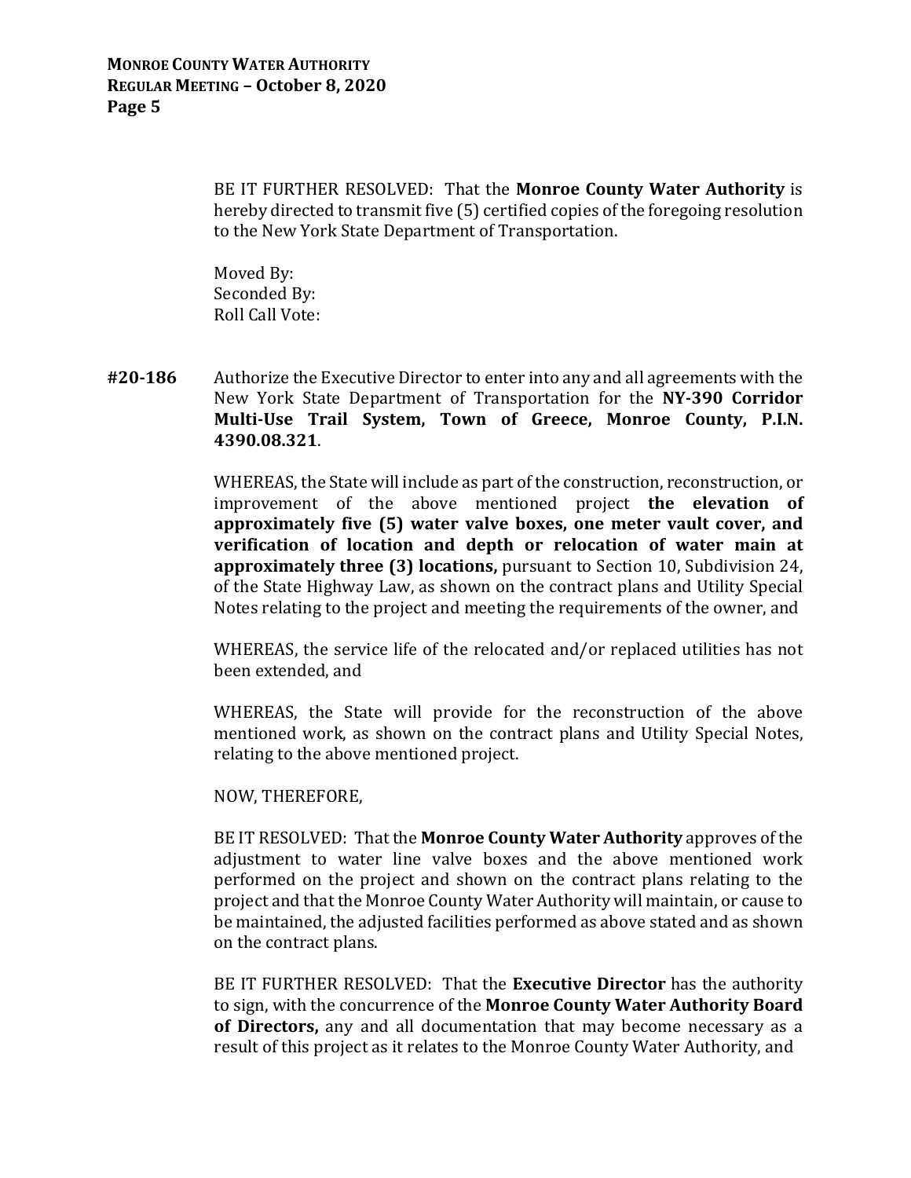BE IT FURTHER RESOLVED: That the **Monroe County Water Authority** is hereby directed to transmit five (5) certified copies of the foregoing resolution to the New York State Department of Transportation.

Moved By:
Seconded By:
Roll Call Vote:

**#20-186** Authorize the Executive Director to enter into any and all agreements with the New York State Department of Transportation for the **NY-390 Corridor Multi-Use Trail System, Town of Greece, Monroe County, P.I.N. 4390.08.321**.

WHEREAS, the State will include as part of the construction, reconstruction, or improvement of the above mentioned project **the elevation of approximately five (5) water valve boxes, one meter vault cover, and verification of location and depth or relocation of water main at approximately three (3) locations,** pursuant to Section 10, Subdivision 24, of the State Highway Law, as shown on the contract plans and Utility Special Notes relating to the project and meeting the requirements of the owner, and

WHEREAS, the service life of the relocated and/or replaced utilities has not been extended, and

WHEREAS, the State will provide for the reconstruction of the above mentioned work, as shown on the contract plans and Utility Special Notes, relating to the above mentioned project.

NOW, THEREFORE,

BE IT RESOLVED: That the **Monroe County Water Authority** approves of the adjustment to water line valve boxes and the above mentioned work performed on the project and shown on the contract plans relating to the project and that the Monroe County Water Authority will maintain, or cause to be maintained, the adjusted facilities performed as above stated and as shown on the contract plans.

BE IT FURTHER RESOLVED: That the **Executive Director** has the authority to sign, with the concurrence of the **Monroe County Water Authority Board of Directors,** any and all documentation that may become necessary as a result of this project as it relates to the Monroe County Water Authority, and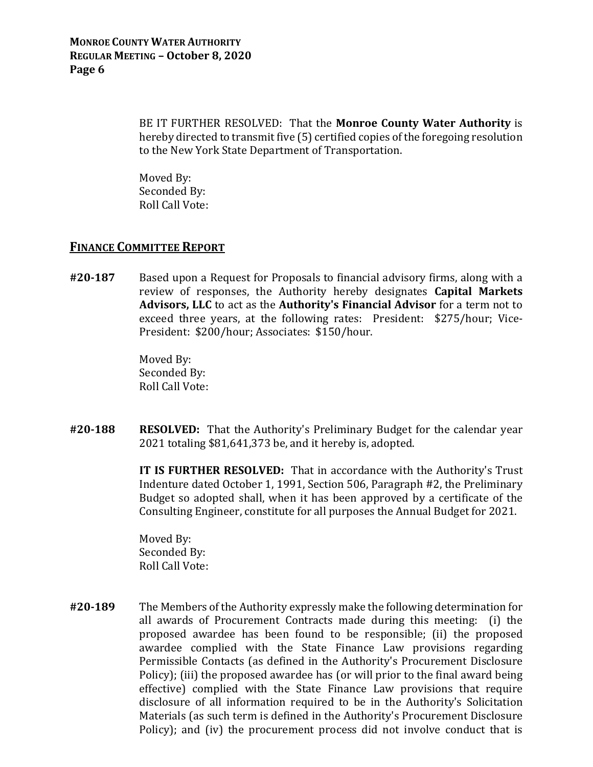BE IT FURTHER RESOLVED: That the **Monroe County Water Authority** is hereby directed to transmit five (5) certified copies of the foregoing resolution to the New York State Department of Transportation.

Moved By:
Seconded By:
Roll Call Vote:

## FINANCE COMMITTEE REPORT

**#20-187** Based upon a Request for Proposals to financial advisory firms, along with a review of responses, the Authority hereby designates **Capital Markets Advisors, LLC** to act as the **Authority's Financial Advisor** for a term not to exceed three years, at the following rates: President: $275/hour; Vice-President: $200/hour; Associates: $150/hour.

Moved By:
Seconded By:
Roll Call Vote:

**#20-188** **RESOLVED:** That the Authority's Preliminary Budget for the calendar year 2021 totaling $81,641,373 be, and it hereby is, adopted.

**IT IS FURTHER RESOLVED:** That in accordance with the Authority's Trust Indenture dated October 1, 1991, Section 506, Paragraph #2, the Preliminary Budget so adopted shall, when it has been approved by a certificate of the Consulting Engineer, constitute for all purposes the Annual Budget for 2021.

Moved By:
Seconded By:
Roll Call Vote:

**#20-189** The Members of the Authority expressly make the following determination for all awards of Procurement Contracts made during this meeting: (i) the proposed awardee has been found to be responsible; (ii) the proposed awardee complied with the State Finance Law provisions regarding Permissible Contacts (as defined in the Authority's Procurement Disclosure Policy); (iii) the proposed awardee has (or will prior to the final award being effective) complied with the State Finance Law provisions that require disclosure of all information required to be in the Authority's Solicitation Materials (as such term is defined in the Authority's Procurement Disclosure Policy); and (iv) the procurement process did not involve conduct that is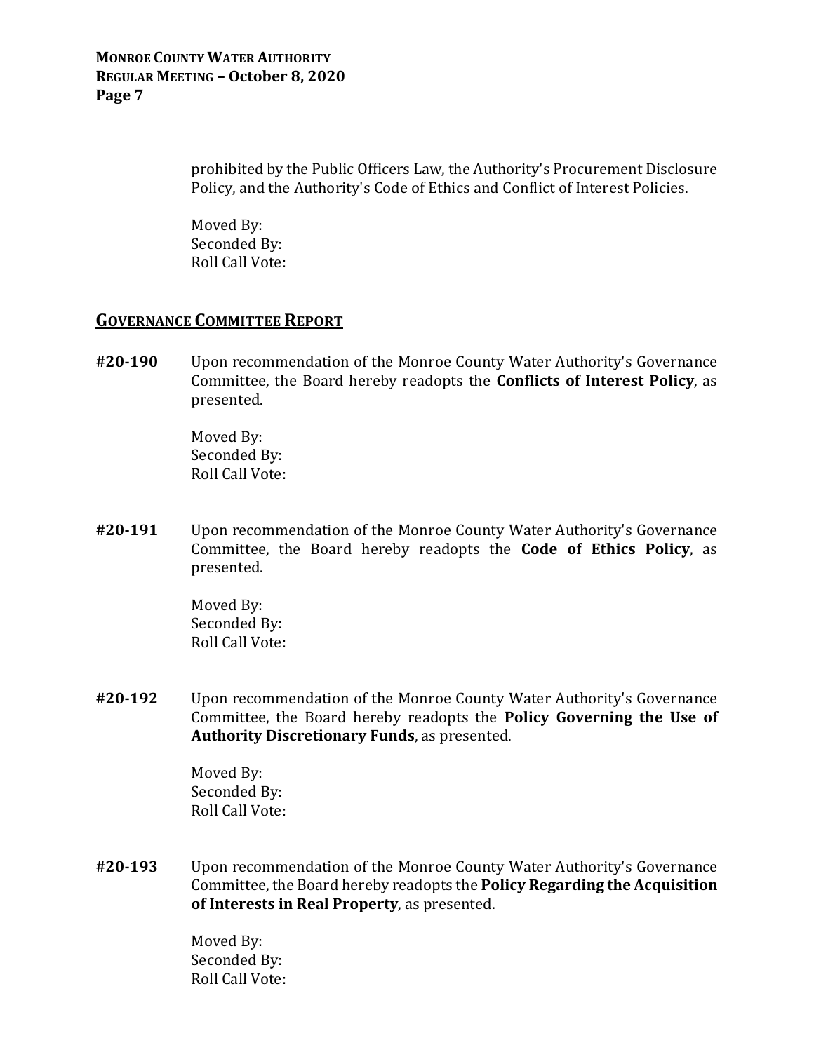prohibited by the Public Officers Law, the Authority's Procurement Disclosure Policy, and the Authority's Code of Ethics and Conflict of Interest Policies.

Moved By:
Seconded By:
Roll Call Vote:

## GOVERNANCE COMMITTEE REPORT

**#20-190** Upon recommendation of the Monroe County Water Authority's Governance Committee, the Board hereby readopts the **Conflicts of Interest Policy**, as presented.

Moved By:
Seconded By:
Roll Call Vote:

**#20-191** Upon recommendation of the Monroe County Water Authority's Governance Committee, the Board hereby readopts the **Code of Ethics Policy**, as presented.

Moved By:
Seconded By:
Roll Call Vote:

**#20-192** Upon recommendation of the Monroe County Water Authority's Governance Committee, the Board hereby readopts the **Policy Governing the Use of Authority Discretionary Funds**, as presented.

Moved By:
Seconded By:
Roll Call Vote:

**#20-193** Upon recommendation of the Monroe County Water Authority's Governance Committee, the Board hereby readopts the **Policy Regarding the Acquisition of Interests in Real Property**, as presented.

Moved By:
Seconded By:
Roll Call Vote: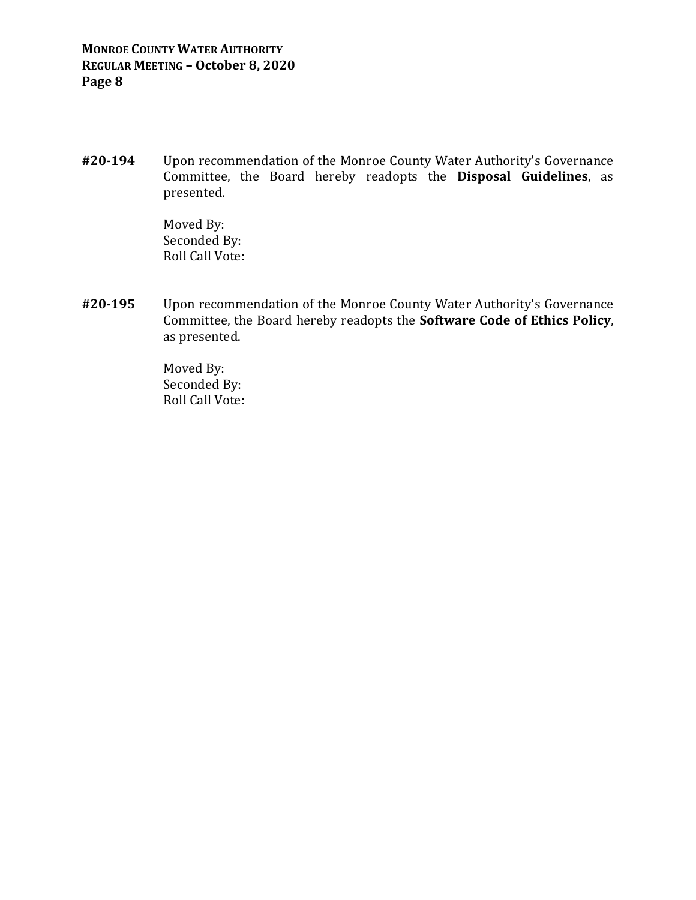**#20-194** Upon recommendation of the Monroe County Water Authority's Governance Committee, the Board hereby readopts the **Disposal Guidelines**, as presented.

Moved By:
Seconded By:
Roll Call Vote:

**#20-195** Upon recommendation of the Monroe County Water Authority's Governance Committee, the Board hereby readopts the **Software Code of Ethics Policy**, as presented.

Moved By:
Seconded By:
Roll Call Vote: